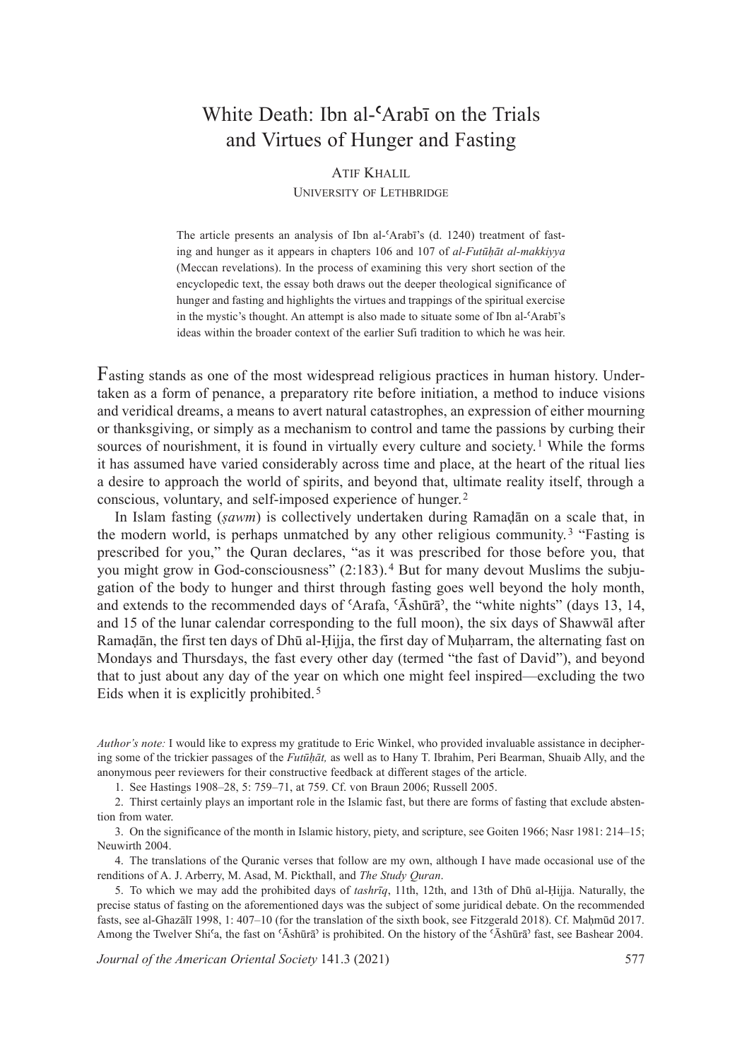# White Death: Ibn al-ʿArabī on the Trials and Virtues of Hunger and Fasting

Atif Khalil  
University of Lethbridge

The article presents an analysis of Ibn al-ʿArabī's (d. 1240) treatment of fasting and hunger as it appears in chapters 106 and 107 of *al-Futūḥāt al-makkiyya* (Meccan revelations). In the process of examining this very short section of the encyclopedic text, the essay both draws out the deeper theological significance of hunger and fasting and highlights the virtues and trappings of the spiritual exercise in the mystic's thought. An attempt is also made to situate some of Ibn al-ʿArabī's ideas within the broader context of the earlier Sufi tradition to which he was heir.

Fasting stands as one of the most widespread religious practices in human history. Undertaken as a form of penance, a preparatory rite before initiation, a method to induce visions and veridical dreams, a means to avert natural catastrophes, an expression of either mourning or thanksgiving, or simply as a mechanism to control and tame the passions by curbing their sources of nourishment, it is found in virtually every culture and society.[1] While the forms it has assumed have varied considerably across time and place, at the heart of the ritual lies a desire to approach the world of spirits, and beyond that, ultimate reality itself, through a conscious, voluntary, and self-imposed experience of hunger.[2]

In Islam fasting (*ṣawm*) is collectively undertaken during Ramaḍān on a scale that, in the modern world, is perhaps unmatched by any other religious community.[3] "Fasting is prescribed for you," the Quran declares, "as it was prescribed for those before you, that you might grow in God-consciousness" (2:183).[4] But for many devout Muslims the subjugation of the body to hunger and thirst through fasting goes well beyond the holy month, and extends to the recommended days of ʿArafa, ʿĀshūrāʾ, the "white nights" (days 13, 14, and 15 of the lunar calendar corresponding to the full moon), the six days of Shawwāl after Ramaḍān, the first ten days of Dhū al-Ḥijja, the first day of Muḥarram, the alternating fast on Mondays and Thursdays, the fast every other day (termed "the fast of David"), and beyond that to just about any day of the year on which one might feel inspired—excluding the two Eids when it is explicitly prohibited.[5]

*Author's note:* I would like to express my gratitude to Eric Winkel, who provided invaluable assistance in deciphering some of the trickier passages of the *Futūḥāt,* as well as to Hany T. Ibrahim, Peri Bearman, Shuaib Ally, and the anonymous peer reviewers for their constructive feedback at different stages of the article.

1. See Hastings 1908–28, 5: 759–71, at 759. Cf. von Braun 2006; Russell 2005.

2. Thirst certainly plays an important role in the Islamic fast, but there are forms of fasting that exclude abstention from water.

3. On the significance of the month in Islamic history, piety, and scripture, see Goiten 1966; Nasr 1981: 214–15; Neuwirth 2004.

4. The translations of the Quranic verses that follow are my own, although I have made occasional use of the renditions of A. J. Arberry, M. Asad, M. Pickthall, and *The Study Quran*.

5. To which we may add the prohibited days of *tashrīq*, 11th, 12th, and 13th of Dhū al-Ḥijja. Naturally, the precise status of fasting on the aforementioned days was the subject of some juridical debate. On the recommended fasts, see al-Ghazālī 1998, 1: 407–10 (for the translation of the sixth book, see Fitzgerald 2018). Cf. Maḥmūd 2017. Among the Twelver Shiʿa, the fast on ʿĀshūrāʾ is prohibited. On the history of the ʿĀshūrāʾ fast, see Bashear 2004.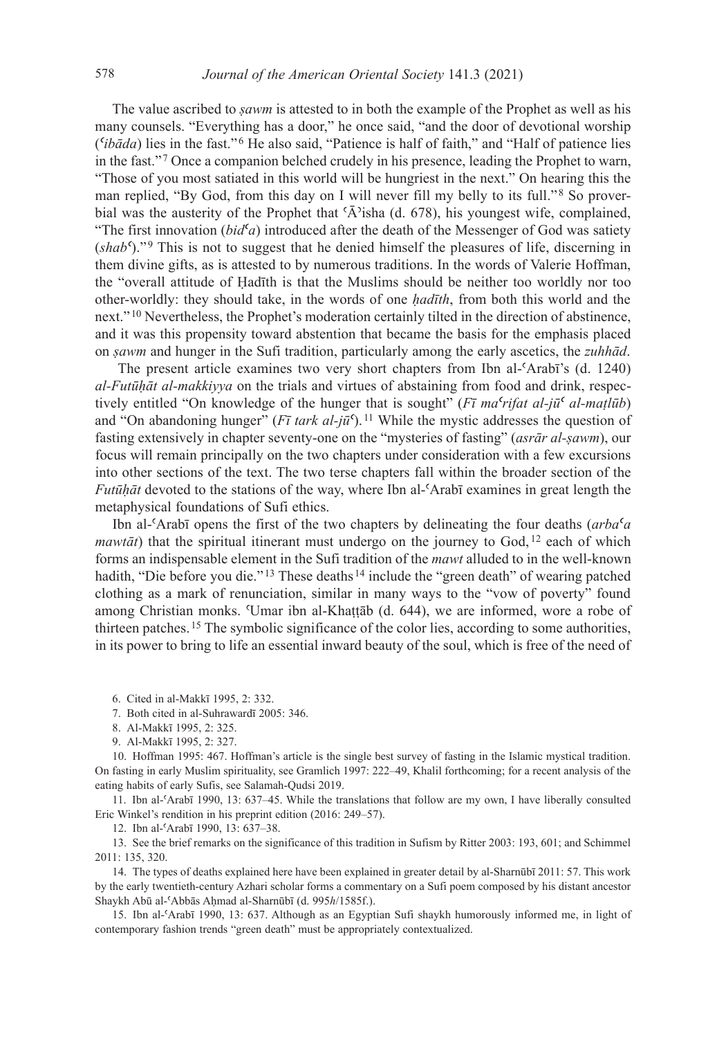The value ascribed to *ṣawm* is attested to in both the example of the Prophet as well as his many counsels. "Everything has a door," he once said, "and the door of devotional worship (*ʿibāda*) lies in the fast."[6] He also said, "Patience is half of faith," and "Half of patience lies in the fast."[7] Once a companion belched crudely in his presence, leading the Prophet to warn, "Those of you most satiated in this world will be hungriest in the next." On hearing this the man replied, "By God, from this day on I will never fill my belly to its full."[8] So proverbial was the austerity of the Prophet that ʿĀʾisha (d. 678), his youngest wife, complained, "The first innovation (*bidʿa*) introduced after the death of the Messenger of God was satiety (*shabʿ*)."[9] This is not to suggest that he denied himself the pleasures of life, discerning in them divine gifts, as is attested to by numerous traditions. In the words of Valerie Hoffman, the "overall attitude of Ḥadīth is that the Muslims should be neither too worldly nor too other-worldly: they should take, in the words of one *ḥadīth*, from both this world and the next."[10] Nevertheless, the Prophet's moderation certainly tilted in the direction of abstinence, and it was this propensity toward abstention that became the basis for the emphasis placed on *ṣawm* and hunger in the Sufi tradition, particularly among the early ascetics, the *zuhhād*.

The present article examines two very short chapters from Ibn al-ʿArabī's (d. 1240) *al-Futūḥāt al-makkiyya* on the trials and virtues of abstaining from food and drink, respectively entitled "On knowledge of the hunger that is sought" (*Fī maʿrifat al-jūʿ al-maṭlūb*) and "On abandoning hunger" (*Fī tark al-jūʿ*).[11] While the mystic addresses the question of fasting extensively in chapter seventy-one on the "mysteries of fasting" (*asrār al-ṣawm*), our focus will remain principally on the two chapters under consideration with a few excursions into other sections of the text. The two terse chapters fall within the broader section of the *Futūḥāt* devoted to the stations of the way, where Ibn al-ʿArabī examines in great length the metaphysical foundations of Sufi ethics.

Ibn al-ʿArabī opens the first of the two chapters by delineating the four deaths (*arbaʿa mawtāt*) that the spiritual itinerant must undergo on the journey to God,[12] each of which forms an indispensable element in the Sufi tradition of the *mawt* alluded to in the well-known hadith, "Die before you die."[13] These deaths[14] include the "green death" of wearing patched clothing as a mark of renunciation, similar in many ways to the "vow of poverty" found among Christian monks. ʿUmar ibn al-Khaṭṭāb (d. 644), we are informed, wore a robe of thirteen patches.[15] The symbolic significance of the color lies, according to some authorities, in its power to bring to life an essential inward beauty of the soul, which is free of the need of

6. Cited in al-Makkī 1995, 2: 332.

7. Both cited in al-Suhrawardī 2005: 346.

8. Al-Makkī 1995, 2: 325.

9. Al-Makkī 1995, 2: 327.

10. Hoffman 1995: 467. Hoffman's article is the single best survey of fasting in the Islamic mystical tradition. On fasting in early Muslim spirituality, see Gramlich 1997: 222–49, Khalil forthcoming; for a recent analysis of the eating habits of early Sufis, see Salamah-Qudsi 2019.

11. Ibn al-ʿArabī 1990, 13: 637–45. While the translations that follow are my own, I have liberally consulted Eric Winkel's rendition in his preprint edition (2016: 249–57).

12. Ibn al-ʿArabī 1990, 13: 637–38.

13. See the brief remarks on the significance of this tradition in Sufism by Ritter 2003: 193, 601; and Schimmel 2011: 135, 320.

14. The types of deaths explained here have been explained in greater detail by al-Sharnūbī 2011: 57. This work by the early twentieth-century Azhari scholar forms a commentary on a Sufi poem composed by his distant ancestor Shaykh Abū al-ʿAbbās Aḥmad al-Sharnūbī (d. 995*h*/1585f.).

15. Ibn al-ʿArabī 1990, 13: 637. Although as an Egyptian Sufi shaykh humorously informed me, in light of contemporary fashion trends "green death" must be appropriately contextualized.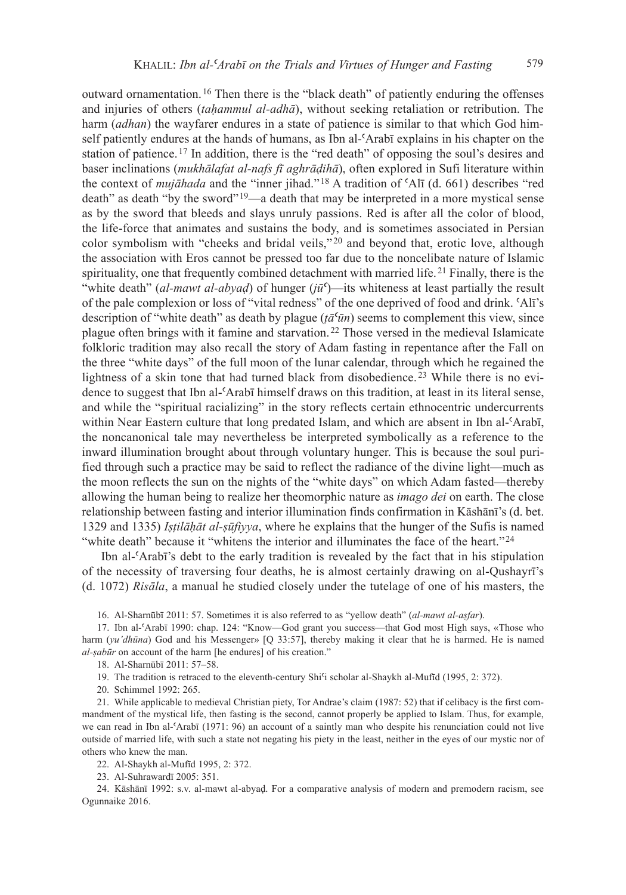outward ornamentation.[16] Then there is the "black death" of patiently enduring the offenses and injuries of others (*taḥammul al-adhā*), without seeking retaliation or retribution. The harm (*adhan*) the wayfarer endures in a state of patience is similar to that which God himself patiently endures at the hands of humans, as Ibn al-ʿArabī explains in his chapter on the station of patience.[17] In addition, there is the "red death" of opposing the soul's desires and baser inclinations (*mukhālafat al-nafs fī aghrāḍihā*), often explored in Sufi literature within the context of *mujāhada* and the "inner jihad."[18] A tradition of ʿAlī (d. 661) describes "red death" as death "by the sword"[19]—a death that may be interpreted in a more mystical sense as by the sword that bleeds and slays unruly passions. Red is after all the color of blood, the life-force that animates and sustains the body, and is sometimes associated in Persian color symbolism with "cheeks and bridal veils,"[20] and beyond that, erotic love, although the association with Eros cannot be pressed too far due to the noncelibate nature of Islamic spirituality, one that frequently combined detachment with married life.[21] Finally, there is the "white death" (*al-mawt al-abyaḍ*) of hunger (*jūʿ*)—its whiteness at least partially the result of the pale complexion or loss of "vital redness" of the one deprived of food and drink. ʿAlī's description of "white death" as death by plague (*ṭāʿūn*) seems to complement this view, since plague often brings with it famine and starvation.[22] Those versed in the medieval Islamicate folkloric tradition may also recall the story of Adam fasting in repentance after the Fall on the three "white days" of the full moon of the lunar calendar, through which he regained the lightness of a skin tone that had turned black from disobedience.[23] While there is no evidence to suggest that Ibn al-ʿArabī himself draws on this tradition, at least in its literal sense, and while the "spiritual racializing" in the story reflects certain ethnocentric undercurrents within Near Eastern culture that long predated Islam, and which are absent in Ibn al-ʿArabī, the noncanonical tale may nevertheless be interpreted symbolically as a reference to the inward illumination brought about through voluntary hunger. This is because the soul purified through such a practice may be said to reflect the radiance of the divine light—much as the moon reflects the sun on the nights of the "white days" on which Adam fasted—thereby allowing the human being to realize her theomorphic nature as *imago dei* on earth. The close relationship between fasting and interior illumination finds confirmation in Kāshānī's (d. bet. 1329 and 1335) *Iṣṭilāḥāt al-ṣūfiyya*, where he explains that the hunger of the Sufis is named "white death" because it "whitens the interior and illuminates the face of the heart."[24]

Ibn al-ʿArabī's debt to the early tradition is revealed by the fact that in his stipulation of the necessity of traversing four deaths, he is almost certainly drawing on al-Qushayrī's (d. 1072) *Risāla*, a manual he studied closely under the tutelage of one of his masters, the

16. Al-Sharnūbī 2011: 57. Sometimes it is also referred to as "yellow death" (*al-mawt al-aṣfar*).

17. Ibn al-ʿArabī 1990: chap. 124: "Know—God grant you success—that God most High says, «Those who harm (*yu'dhūna*) God and his Messenger» [Q 33:57], thereby making it clear that he is harmed. He is named *al-ṣabūr* on account of the harm [he endures] of his creation."

18. Al-Sharnūbī 2011: 57–58.

19. The tradition is retraced to the eleventh-century Shiʿi scholar al-Shaykh al-Mufīd (1995, 2: 372).

20. Schimmel 1992: 265.

21. While applicable to medieval Christian piety, Tor Andrae's claim (1987: 52) that if celibacy is the first commandment of the mystical life, then fasting is the second, cannot properly be applied to Islam. Thus, for example, we can read in Ibn al-ʿArabī (1971: 96) an account of a saintly man who despite his renunciation could not live outside of married life, with such a state not negating his piety in the least, neither in the eyes of our mystic nor of others who knew the man.

22. Al-Shaykh al-Mufīd 1995, 2: 372.

23. Al-Suhrawardī 2005: 351.

24. Kāshānī 1992: s.v. al-mawt al-abyaḍ. For a comparative analysis of modern and premodern racism, see Ogunnaike 2016.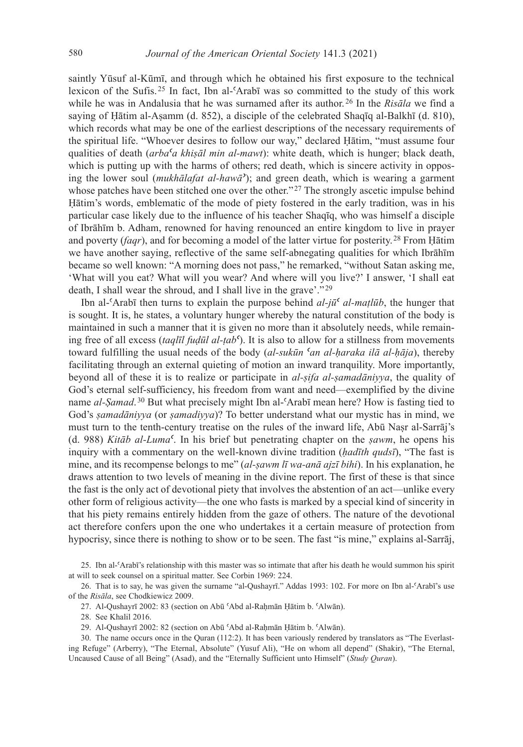saintly Yūsuf al-Kūmī, and through which he obtained his first exposure to the technical lexicon of the Sufis.[25] In fact, Ibn al-ʿArabī was so committed to the study of this work while he was in Andalusia that he was surnamed after its author.[26] In the *Risāla* we find a saying of Ḥātim al-Aṣamm (d. 852), a disciple of the celebrated Shaqīq al-Balkhī (d. 810), which records what may be one of the earliest descriptions of the necessary requirements of the spiritual life. "Whoever desires to follow our way," declared Ḥātim, "must assume four qualities of death (*arbaʿa khiṣāl min al-mawt*): white death, which is hunger; black death, which is putting up with the harms of others; red death, which is sincere activity in opposing the lower soul (*mukhālafat al-hawāʾ*); and green death, which is wearing a garment whose patches have been stitched one over the other."[27] The strongly ascetic impulse behind Ḥātim's words, emblematic of the mode of piety fostered in the early tradition, was in his particular case likely due to the influence of his teacher Shaqīq, who was himself a disciple of Ibrāhīm b. Adham, renowned for having renounced an entire kingdom to live in prayer and poverty (*faqr*), and for becoming a model of the latter virtue for posterity.[28] From Ḥātim we have another saying, reflective of the same self-abnegating qualities for which Ibrāhīm became so well known: "A morning does not pass," he remarked, "without Satan asking me, 'What will you eat? What will you wear? And where will you live?' I answer, 'I shall eat death, I shall wear the shroud, and I shall live in the grave'."[29]

Ibn al-ʿArabī then turns to explain the purpose behind *al-jūʿ al-maṭlūb*, the hunger that is sought. It is, he states, a voluntary hunger whereby the natural constitution of the body is maintained in such a manner that it is given no more than it absolutely needs, while remaining free of all excess (*taqlīl fuḍūl al-ṭabʿ*). It is also to allow for a stillness from movements toward fulfilling the usual needs of the body (*al-sukūn ʿan al-ḥaraka ilā al-ḥāja*), thereby facilitating through an external quieting of motion an inward tranquility. More importantly, beyond all of these it is to realize or participate in *al-ṣifa al-ṣamadāniyya*, the quality of God's eternal self-sufficiency, his freedom from want and need—exemplified by the divine name *al-Ṣamad*.[30] But what precisely might Ibn al-ʿArabī mean here? How is fasting tied to God's *ṣamadāniyya* (or *ṣamadiyya*)? To better understand what our mystic has in mind, we must turn to the tenth-century treatise on the rules of the inward life, Abū Naṣr al-Sarrāj's (d. 988) *Kitāb al-Lumaʿ*. In his brief but penetrating chapter on the *ṣawm*, he opens his inquiry with a commentary on the well-known divine tradition (*ḥadīth qudsī*), "The fast is mine, and its recompense belongs to me" (*al-ṣawm lī wa-anā ajzī bihi*). In his explanation, he draws attention to two levels of meaning in the divine report. The first of these is that since the fast is the only act of devotional piety that involves the abstention of an act—unlike every other form of religious activity—the one who fasts is marked by a special kind of sincerity in that his piety remains entirely hidden from the gaze of others. The nature of the devotional act therefore confers upon the one who undertakes it a certain measure of protection from hypocrisy, since there is nothing to show or to be seen. The fast "is mine," explains al-Sarrāj,

25. Ibn al-ʿArabī's relationship with this master was so intimate that after his death he would summon his spirit at will to seek counsel on a spiritual matter. See Corbin 1969: 224.

26. That is to say, he was given the surname "al-Qushayrī." Addas 1993: 102. For more on Ibn al-ʿArabī's use of the *Risāla*, see Chodkiewicz 2009.

27. Al-Qushayrī 2002: 83 (section on Abū ʿAbd al-Raḥmān Ḥātim b. ʿAlwān).

28. See Khalil 2016.

29. Al-Qushayrī 2002: 82 (section on Abū ʿAbd al-Raḥmān Ḥātim b. ʿAlwān).

30. The name occurs once in the Quran (112:2). It has been variously rendered by translators as "The Everlasting Refuge" (Arberry), "The Eternal, Absolute" (Yusuf Ali), "He on whom all depend" (Shakir), "The Eternal, Uncaused Cause of all Being" (Asad), and the "Eternally Sufficient unto Himself" (*Study Quran*).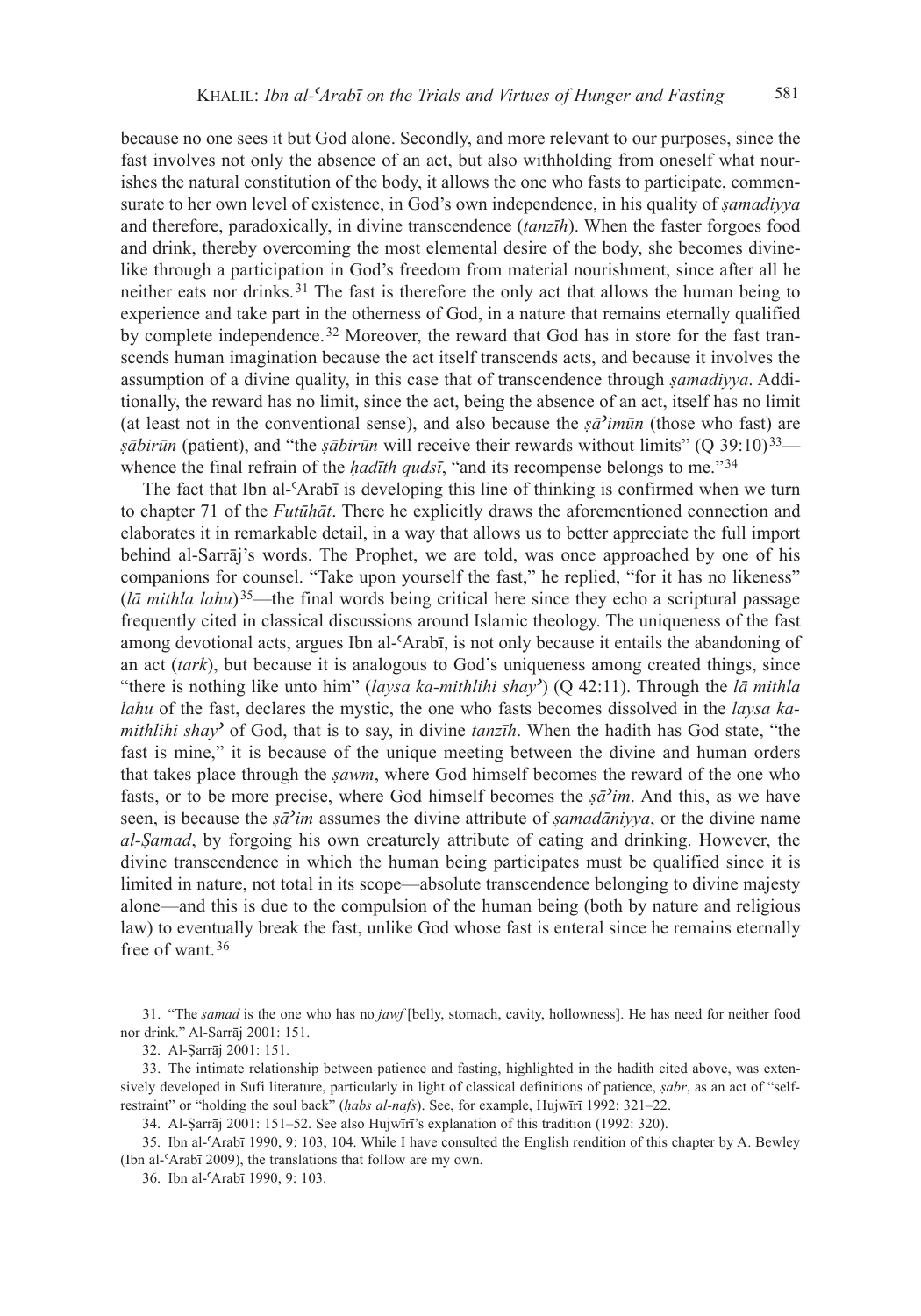because no one sees it but God alone. Secondly, and more relevant to our purposes, since the fast involves not only the absence of an act, but also withholding from oneself what nourishes the natural constitution of the body, it allows the one who fasts to participate, commensurate to her own level of existence, in God's own independence, in his quality of *ṣamadiyya* and therefore, paradoxically, in divine transcendence (*tanzīh*). When the faster forgoes food and drink, thereby overcoming the most elemental desire of the body, she becomes divine-like through a participation in God's freedom from material nourishment, since after all he neither eats nor drinks.[31] The fast is therefore the only act that allows the human being to experience and take part in the otherness of God, in a nature that remains eternally qualified by complete independence.[32] Moreover, the reward that God has in store for the fast transcends human imagination because the act itself transcends acts, and because it involves the assumption of a divine quality, in this case that of transcendence through *ṣamadiyya*. Additionally, the reward has no limit, since the act, being the absence of an act, itself has no limit (at least not in the conventional sense), and also because the *ṣāʾimūn* (those who fast) are *ṣābirūn* (patient), and "the *ṣābirūn* will receive their rewards without limits" (Q 39:10)[33]—whence the final refrain of the *ḥadīth qudsī*, "and its recompense belongs to me."[34]

The fact that Ibn al-ʿArabī is developing this line of thinking is confirmed when we turn to chapter 71 of the *Futūḥāt*. There he explicitly draws the aforementioned connection and elaborates it in remarkable detail, in a way that allows us to better appreciate the full import behind al-Sarrāj's words. The Prophet, we are told, was once approached by one of his companions for counsel. "Take upon yourself the fast," he replied, "for it has no likeness" (*lā mithla lahu*)[35]—the final words being critical here since they echo a scriptural passage frequently cited in classical discussions around Islamic theology. The uniqueness of the fast among devotional acts, argues Ibn al-ʿArabī, is not only because it entails the abandoning of an act (*tark*), but because it is analogous to God's uniqueness among created things, since "there is nothing like unto him" (*laysa ka-mithlihi shayʾ*) (Q 42:11). Through the *lā mithla lahu* of the fast, declares the mystic, the one who fasts becomes dissolved in the *laysa ka-mithlihi shayʾ* of God, that is to say, in divine *tanzīh*. When the hadith has God state, "the fast is mine," it is because of the unique meeting between the divine and human orders that takes place through the *ṣawm*, where God himself becomes the reward of the one who fasts, or to be more precise, where God himself becomes the *ṣāʾim*. And this, as we have seen, is because the *ṣāʾim* assumes the divine attribute of *ṣamadāniyya*, or the divine name *al-Ṣamad*, by forgoing his own creaturely attribute of eating and drinking. However, the divine transcendence in which the human being participates must be qualified since it is limited in nature, not total in its scope—absolute transcendence belonging to divine majesty alone—and this is due to the compulsion of the human being (both by nature and religious law) to eventually break the fast, unlike God whose fast is enteral since he remains eternally free of want.[36]

31. "The *ṣamad* is the one who has no *jawf* [belly, stomach, cavity, hollowness]. He has need for neither food nor drink." Al-Sarrāj 2001: 151.

32. Al-Ṣarrāj 2001: 151.

33. The intimate relationship between patience and fasting, highlighted in the hadith cited above, was extensively developed in Sufi literature, particularly in light of classical definitions of patience, *ṣabr*, as an act of "self-restraint" or "holding the soul back" (*ḥabs al-nafs*). See, for example, Hujwīrī 1992: 321–22.

34. Al-Ṣarrāj 2001: 151–52. See also Hujwīrī's explanation of this tradition (1992: 320).

35. Ibn al-ʿArabī 1990, 9: 103, 104. While I have consulted the English rendition of this chapter by A. Bewley (Ibn al-ʿArabī 2009), the translations that follow are my own.

36. Ibn al-ʿArabī 1990, 9: 103.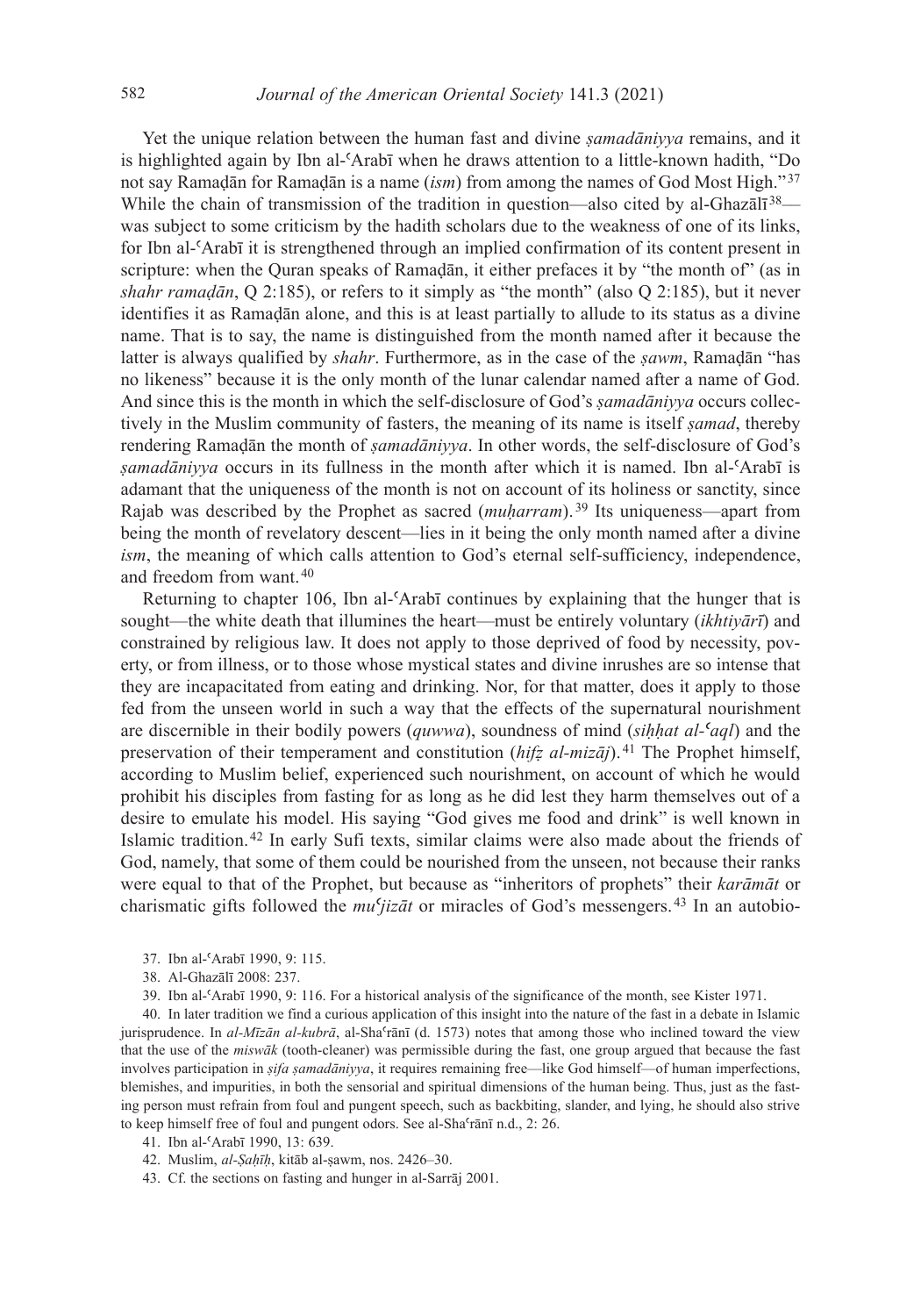Yet the unique relation between the human fast and divine *ṣamadāniyya* remains, and it is highlighted again by Ibn al-ʿArabī when he draws attention to a little-known hadith, "Do not say Ramaḍān for Ramaḍān is a name (*ism*) from among the names of God Most High."[37] While the chain of transmission of the tradition in question—also cited by al-Ghazālī[38]—was subject to some criticism by the hadith scholars due to the weakness of one of its links, for Ibn al-ʿArabī it is strengthened through an implied confirmation of its content present in scripture: when the Quran speaks of Ramaḍān, it either prefaces it by "the month of" (as in *shahr ramaḍān*, Q 2:185), or refers to it simply as "the month" (also Q 2:185), but it never identifies it as Ramaḍān alone, and this is at least partially to allude to its status as a divine name. That is to say, the name is distinguished from the month named after it because the latter is always qualified by *shahr*. Furthermore, as in the case of the *ṣawm*, Ramaḍān "has no likeness" because it is the only month of the lunar calendar named after a name of God. And since this is the month in which the self-disclosure of God's *ṣamadāniyya* occurs collectively in the Muslim community of fasters, the meaning of its name is itself *ṣamad*, thereby rendering Ramaḍān the month of *ṣamadāniyya*. In other words, the self-disclosure of God's *ṣamadāniyya* occurs in its fullness in the month after which it is named. Ibn al-ʿArabī is adamant that the uniqueness of the month is not on account of its holiness or sanctity, since Rajab was described by the Prophet as sacred (*muḥarram*).[39] Its uniqueness—apart from being the month of revelatory descent—lies in it being the only month named after a divine *ism*, the meaning of which calls attention to God's eternal self-sufficiency, independence, and freedom from want.[40]

Returning to chapter 106, Ibn al-ʿArabī continues by explaining that the hunger that is sought—the white death that illumines the heart—must be entirely voluntary (*ikhtiyārī*) and constrained by religious law. It does not apply to those deprived of food by necessity, poverty, or from illness, or to those whose mystical states and divine inrushes are so intense that they are incapacitated from eating and drinking. Nor, for that matter, does it apply to those fed from the unseen world in such a way that the effects of the supernatural nourishment are discernible in their bodily powers (*quwwa*), soundness of mind (*siḥḥat al-ʿaql*) and the preservation of their temperament and constitution (*ḥifẓ al-mizāj*).[41] The Prophet himself, according to Muslim belief, experienced such nourishment, on account of which he would prohibit his disciples from fasting for as long as he did lest they harm themselves out of a desire to emulate his model. His saying "God gives me food and drink" is well known in Islamic tradition.[42] In early Sufi texts, similar claims were also made about the friends of God, namely, that some of them could be nourished from the unseen, not because their ranks were equal to that of the Prophet, but because as "inheritors of prophets" their *karāmāt* or charismatic gifts followed the *muʿjizāt* or miracles of God's messengers.[43] In an autobio-

37. Ibn al-ʿArabī 1990, 9: 115.

38. Al-Ghazālī 2008: 237.

39. Ibn al-ʿArabī 1990, 9: 116. For a historical analysis of the significance of the month, see Kister 1971.

40. In later tradition we find a curious application of this insight into the nature of the fast in a debate in Islamic jurisprudence. In *al-Mīzān al-kubrā*, al-Shaʿrānī (d. 1573) notes that among those who inclined toward the view that the use of the *miswāk* (tooth-cleaner) was permissible during the fast, one group argued that because the fast involves participation in *ṣifa ṣamadāniyya*, it requires remaining free—like God himself—of human imperfections, blemishes, and impurities, in both the sensorial and spiritual dimensions of the human being. Thus, just as the fasting person must refrain from foul and pungent speech, such as backbiting, slander, and lying, he should also strive to keep himself free of foul and pungent odors. See al-Shaʿrānī n.d., 2: 26.

41. Ibn al-ʿArabī 1990, 13: 639.

42. Muslim, *al-Ṣaḥīḥ*, kitāb al-ṣawm, nos. 2426–30.

43. Cf. the sections on fasting and hunger in al-Sarrāj 2001.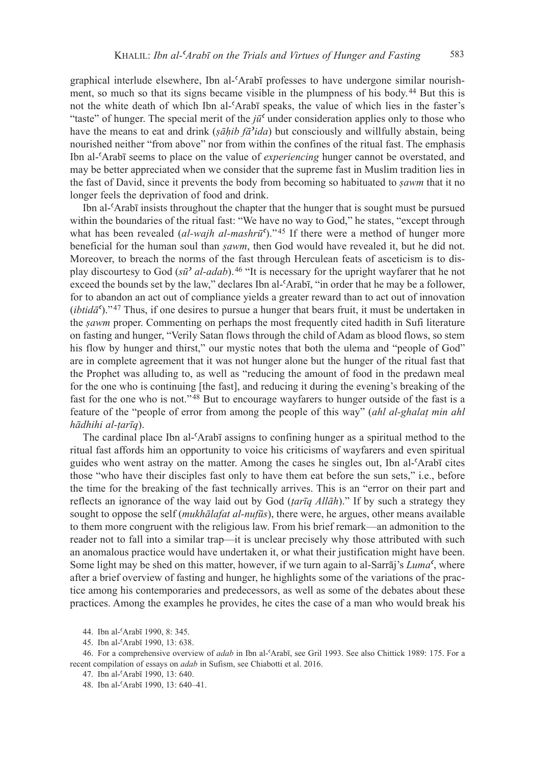graphical interlude elsewhere, Ibn al-ʿArabī professes to have undergone similar nourishment, so much so that its signs became visible in the plumpness of his body.[44] But this is not the white death of which Ibn al-ʿArabī speaks, the value of which lies in the faster's "taste" of hunger. The special merit of the *jūʿ* under consideration applies only to those who have the means to eat and drink (*ṣāḥib fāʾida*) but consciously and willfully abstain, being nourished neither "from above" nor from within the confines of the ritual fast. The emphasis Ibn al-ʿArabī seems to place on the value of *experiencing* hunger cannot be overstated, and may be better appreciated when we consider that the supreme fast in Muslim tradition lies in the fast of David, since it prevents the body from becoming so habituated to *ṣawm* that it no longer feels the deprivation of food and drink.

Ibn al-ʿArabī insists throughout the chapter that the hunger that is sought must be pursued within the boundaries of the ritual fast: "We have no way to God," he states, "except through what has been revealed (*al-wajh al-mashrūʿ*)."[45] If there were a method of hunger more beneficial for the human soul than *ṣawm*, then God would have revealed it, but he did not. Moreover, to breach the norms of the fast through Herculean feats of asceticism is to display discourtesy to God (*sūʾ al-adab*).[46] "It is necessary for the upright wayfarer that he not exceed the bounds set by the law," declares Ibn al-ʿArabī, "in order that he may be a follower, for to abandon an act out of compliance yields a greater reward than to act out of innovation (*ibtidāʿ*)."[47] Thus, if one desires to pursue a hunger that bears fruit, it must be undertaken in the *ṣawm* proper. Commenting on perhaps the most frequently cited hadith in Sufi literature on fasting and hunger, "Verily Satan flows through the child of Adam as blood flows, so stem his flow by hunger and thirst," our mystic notes that both the ulema and "people of God" are in complete agreement that it was not hunger alone but the hunger of the ritual fast that the Prophet was alluding to, as well as "reducing the amount of food in the predawn meal for the one who is continuing [the fast], and reducing it during the evening's breaking of the fast for the one who is not."[48] But to encourage wayfarers to hunger outside of the fast is a feature of the "people of error from among the people of this way" (*ahl al-ghalaṭ min ahl hādhihi al-ṭarīq*).

The cardinal place Ibn al-ʿArabī assigns to confining hunger as a spiritual method to the ritual fast affords him an opportunity to voice his criticisms of wayfarers and even spiritual guides who went astray on the matter. Among the cases he singles out, Ibn al-ʿArabī cites those "who have their disciples fast only to have them eat before the sun sets," i.e., before the time for the breaking of the fast technically arrives. This is an "error on their part and reflects an ignorance of the way laid out by God (*ṭarīq Allāh*)." If by such a strategy they sought to oppose the self (*mukhālafat al-nufūs*), there were, he argues, other means available to them more congruent with the religious law. From his brief remark—an admonition to the reader not to fall into a similar trap—it is unclear precisely why those attributed with such an anomalous practice would have undertaken it, or what their justification might have been. Some light may be shed on this matter, however, if we turn again to al-Sarrāj's *Lumaʿ*, where after a brief overview of fasting and hunger, he highlights some of the variations of the practice among his contemporaries and predecessors, as well as some of the debates about these practices. Among the examples he provides, he cites the case of a man who would break his

44. Ibn al-ʿArabī 1990, 8: 345.

45. Ibn al-ʿArabī 1990, 13: 638.

46. For a comprehensive overview of *adab* in Ibn al-ʿArabī, see Gril 1993. See also Chittick 1989: 175. For a recent compilation of essays on *adab* in Sufism, see Chiabotti et al. 2016.

47. Ibn al-ʿArabī 1990, 13: 640.

48. Ibn al-ʿArabī 1990, 13: 640–41.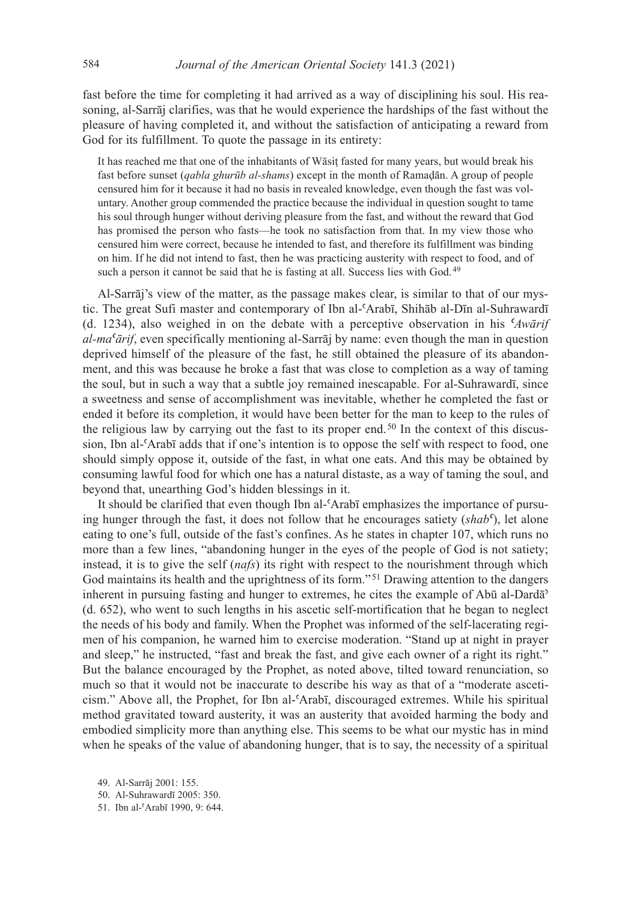fast before the time for completing it had arrived as a way of disciplining his soul. His reasoning, al-Sarrāj clarifies, was that he would experience the hardships of the fast without the pleasure of having completed it, and without the satisfaction of anticipating a reward from God for its fulfillment. To quote the passage in its entirety:

> It has reached me that one of the inhabitants of Wāsiṭ fasted for many years, but would break his fast before sunset (*qabla ghurūb al-shams*) except in the month of Ramaḍān. A group of people censured him for it because it had no basis in revealed knowledge, even though the fast was voluntary. Another group commended the practice because the individual in question sought to tame his soul through hunger without deriving pleasure from the fast, and without the reward that God has promised the person who fasts—he took no satisfaction from that. In my view those who censured him were correct, because he intended to fast, and therefore its fulfillment was binding on him. If he did not intend to fast, then he was practicing austerity with respect to food, and of such a person it cannot be said that he is fasting at all. Success lies with God.[49]

Al-Sarrāj's view of the matter, as the passage makes clear, is similar to that of our mystic. The great Sufi master and contemporary of Ibn al-ʿArabī, Shihāb al-Dīn al-Suhrawardī (d. 1234), also weighed in on the debate with a perceptive observation in his *ʿAwārif al-maʿārif*, even specifically mentioning al-Sarrāj by name: even though the man in question deprived himself of the pleasure of the fast, he still obtained the pleasure of its abandonment, and this was because he broke a fast that was close to completion as a way of taming the soul, but in such a way that a subtle joy remained inescapable. For al-Suhrawardī, since a sweetness and sense of accomplishment was inevitable, whether he completed the fast or ended it before its completion, it would have been better for the man to keep to the rules of the religious law by carrying out the fast to its proper end.[50] In the context of this discussion, Ibn al-ʿArabī adds that if one's intention is to oppose the self with respect to food, one should simply oppose it, outside of the fast, in what one eats. And this may be obtained by consuming lawful food for which one has a natural distaste, as a way of taming the soul, and beyond that, unearthing God's hidden blessings in it.

It should be clarified that even though Ibn al-ʿArabī emphasizes the importance of pursuing hunger through the fast, it does not follow that he encourages satiety (*shabʿ*), let alone eating to one's full, outside of the fast's confines. As he states in chapter 107, which runs no more than a few lines, "abandoning hunger in the eyes of the people of God is not satiety; instead, it is to give the self (*nafs*) its right with respect to the nourishment through which God maintains its health and the uprightness of its form."[51] Drawing attention to the dangers inherent in pursuing fasting and hunger to extremes, he cites the example of Abū al-Dardāʾ (d. 652), who went to such lengths in his ascetic self-mortification that he began to neglect the needs of his body and family. When the Prophet was informed of the self-lacerating regimen of his companion, he warned him to exercise moderation. "Stand up at night in prayer and sleep," he instructed, "fast and break the fast, and give each owner of a right its right." But the balance encouraged by the Prophet, as noted above, tilted toward renunciation, so much so that it would not be inaccurate to describe his way as that of a "moderate asceticism." Above all, the Prophet, for Ibn al-ʿArabī, discouraged extremes. While his spiritual method gravitated toward austerity, it was an austerity that avoided harming the body and embodied simplicity more than anything else. This seems to be what our mystic has in mind when he speaks of the value of abandoning hunger, that is to say, the necessity of a spiritual

49. Al-Sarrāj 2001: 155.

50. Al-Suhrawardī 2005: 350.

51. Ibn al-ʿArabī 1990, 9: 644.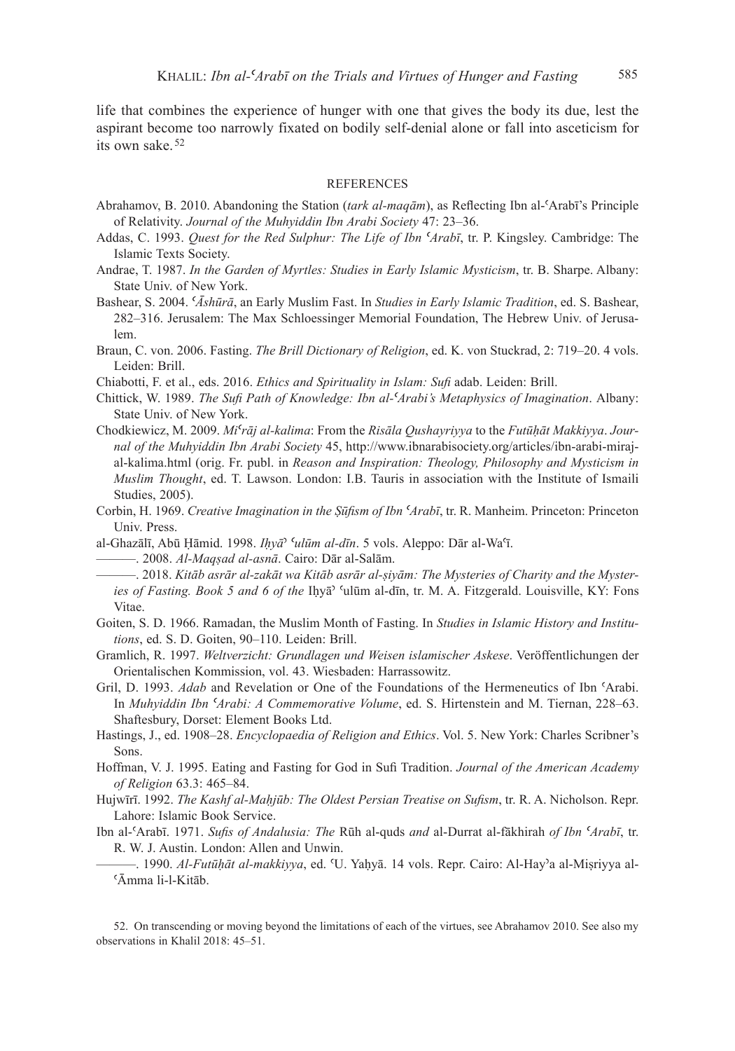life that combines the experience of hunger with one that gives the body its due, lest the aspirant become too narrowly fixated on bodily self-denial alone or fall into asceticism for its own sake.[52]

## REFERENCES

Abrahamov, B. 2010. Abandoning the Station (*tark al-maqām*), as Reflecting Ibn al-ʿArabī's Principle of Relativity. *Journal of the Muhyiddin Ibn Arabi Society* 47: 23–36.

Addas, C. 1993. *Quest for the Red Sulphur: The Life of Ibn ʿArabī*, tr. P. Kingsley. Cambridge: The Islamic Texts Society.

Andrae, T. 1987. *In the Garden of Myrtles: Studies in Early Islamic Mysticism*, tr. B. Sharpe. Albany: State Univ. of New York.

Bashear, S. 2004. *ʿĀshūrā*, an Early Muslim Fast. In *Studies in Early Islamic Tradition*, ed. S. Bashear, 282–316. Jerusalem: The Max Schloessinger Memorial Foundation, The Hebrew Univ. of Jerusalem.

Braun, C. von. 2006. Fasting. *The Brill Dictionary of Religion*, ed. K. von Stuckrad, 2: 719–20. 4 vols. Leiden: Brill.

Chiabotti, F. et al., eds. 2016. *Ethics and Spirituality in Islam: Sufi* adab. Leiden: Brill.

Chittick, W. 1989. *The Sufi Path of Knowledge: Ibn al-ʿArabi's Metaphysics of Imagination*. Albany: State Univ. of New York.

Chodkiewicz, M. 2009. *Miʿrāj al-kalima*: From the *Risāla Qushayriyya* to the *Futūḥāt Makkiyya*. *Journal of the Muhyiddin Ibn Arabi Society* 45, http://www.ibnarabisociety.org/articles/ibn-arabi-miraj-al-kalima.html (orig. Fr. publ. in *Reason and Inspiration: Theology, Philosophy and Mysticism in Muslim Thought*, ed. T. Lawson. London: I.B. Tauris in association with the Institute of Ismaili Studies, 2005).

Corbin, H. 1969. *Creative Imagination in the Ṣūfism of Ibn ʿArabī*, tr. R. Manheim. Princeton: Princeton Univ. Press.

al-Ghazālī, Abū Ḥāmid. 1998. *Iḥyāʾ ʿulūm al-dīn*. 5 vols. Aleppo: Dār al-Waʿī.

———. 2008. *Al-Maqṣad al-asnā*. Cairo: Dār al-Salām.

———. 2018. *Kitāb asrār al-zakāt wa Kitāb asrār al-ṣiyām: The Mysteries of Charity and the Mysteries of Fasting. Book 5 and 6 of the* Iḥyāʾ ʿulūm al-dīn, tr. M. A. Fitzgerald. Louisville, KY: Fons Vitae.

Goiten, S. D. 1966. Ramadan, the Muslim Month of Fasting. In *Studies in Islamic History and Institutions*, ed. S. D. Goiten, 90–110. Leiden: Brill.

Gramlich, R. 1997. *Weltverzicht: Grundlagen und Weisen islamischer Askese*. Veröffentlichungen der Orientalischen Kommission, vol. 43. Wiesbaden: Harrassowitz.

Gril, D. 1993. *Adab* and Revelation or One of the Foundations of the Hermeneutics of Ibn ʿArabi. In *Muhyiddin Ibn ʿArabi: A Commemorative Volume*, ed. S. Hirtenstein and M. Tiernan, 228–63. Shaftesbury, Dorset: Element Books Ltd.

Hastings, J., ed. 1908–28. *Encyclopaedia of Religion and Ethics*. Vol. 5. New York: Charles Scribner's Sons.

Hoffman, V. J. 1995. Eating and Fasting for God in Sufi Tradition. *Journal of the American Academy of Religion* 63.3: 465–84.

Hujwīrī. 1992. *The Kashf al-Maḥjūb: The Oldest Persian Treatise on Sufism*, tr. R. A. Nicholson. Repr. Lahore: Islamic Book Service.

Ibn al-ʿArabī. 1971. *Sufis of Andalusia: The* Rūh al-quds *and* al-Durrat al-fākhirah *of Ibn ʿArabī*, tr. R. W. J. Austin. London: Allen and Unwin.

———. 1990. *Al-Futūḥāt al-makkiyya*, ed. ʿU. Yaḥyā. 14 vols. Repr. Cairo: Al-Hayʾa al-Miṣriyya al-ʿĀmma li-l-Kitāb.

52. On transcending or moving beyond the limitations of each of the virtues, see Abrahamov 2010. See also my observations in Khalil 2018: 45–51.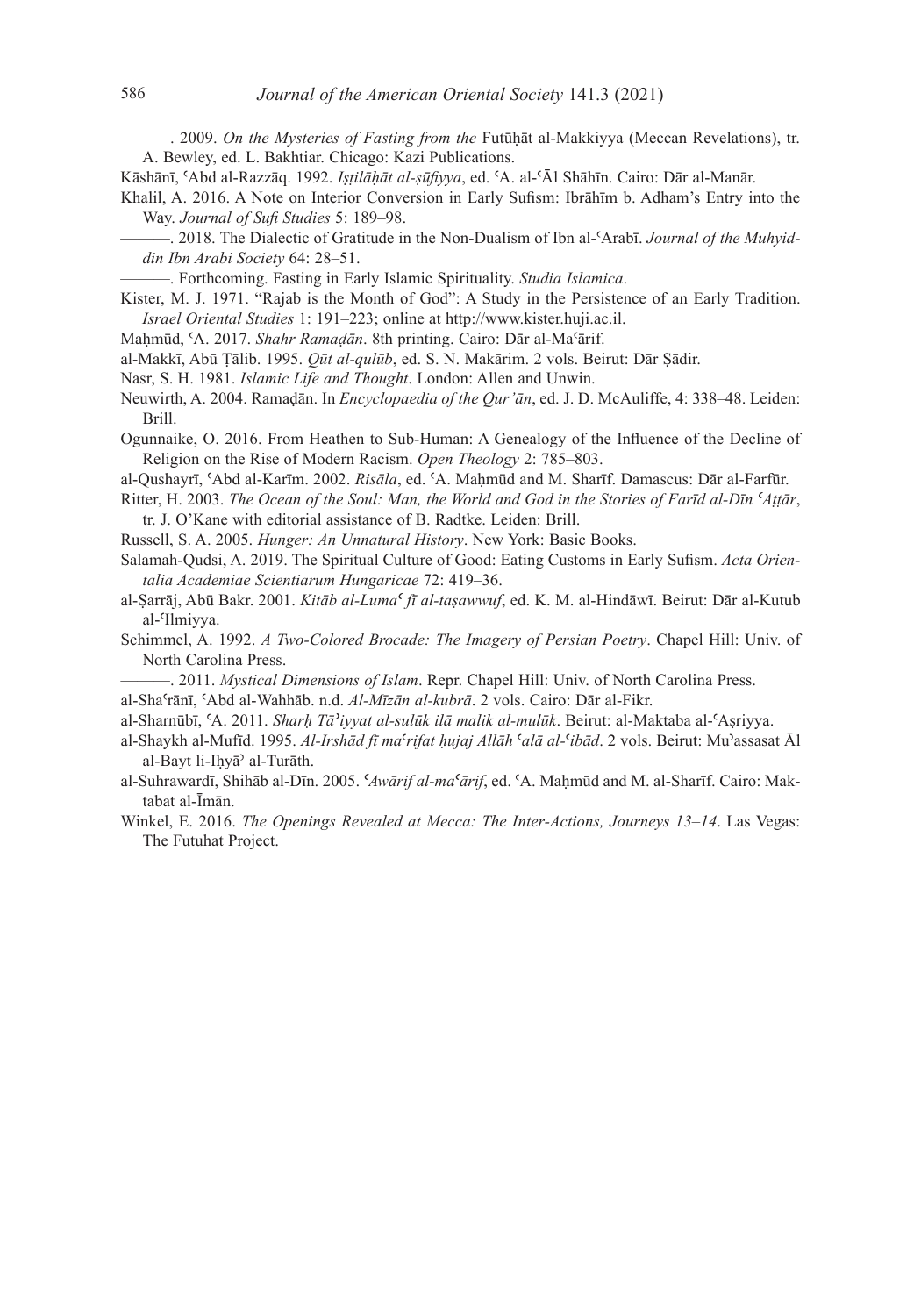———. 2009. *On the Mysteries of Fasting from the* Futūḥāt al-Makkiyya (Meccan Revelations), tr. A. Bewley, ed. L. Bakhtiar. Chicago: Kazi Publications.

Kāshānī, ʿAbd al-Razzāq. 1992. *Iṣṭilāḥāt al-ṣūfiyya*, ed. ʿA. al-ʿĀl Shāhīn. Cairo: Dār al-Manār.

Khalil, A. 2016. A Note on Interior Conversion in Early Sufism: Ibrāhīm b. Adham's Entry into the Way. *Journal of Sufi Studies* 5: 189–98.

———. 2018. The Dialectic of Gratitude in the Non-Dualism of Ibn al-ʿArabī. *Journal of the Muhyiddin Ibn Arabi Society* 64: 28–51.

———. Forthcoming. Fasting in Early Islamic Spirituality. *Studia Islamica*.

Kister, M. J. 1971. "Rajab is the Month of God": A Study in the Persistence of an Early Tradition. *Israel Oriental Studies* 1: 191–223; online at http://www.kister.huji.ac.il.

Maḥmūd, ʿA. 2017. *Shahr Ramaḍān*. 8th printing. Cairo: Dār al-Maʿārif.

al-Makkī, Abū Ṭālib. 1995. *Qūt al-qulūb*, ed. S. N. Makārim. 2 vols. Beirut: Dār Ṣādir.

Nasr, S. H. 1981. *Islamic Life and Thought*. London: Allen and Unwin.

Neuwirth, A. 2004. Ramaḍān. In *Encyclopaedia of the Qur'ān*, ed. J. D. McAuliffe, 4: 338–48. Leiden: Brill.

Ogunnaike, O. 2016. From Heathen to Sub-Human: A Genealogy of the Influence of the Decline of Religion on the Rise of Modern Racism. *Open Theology* 2: 785–803.

al-Qushayrī, ʿAbd al-Karīm. 2002. *Risāla*, ed. ʿA. Maḥmūd and M. Sharīf. Damascus: Dār al-Farfūr.

Ritter, H. 2003. *The Ocean of the Soul: Man, the World and God in the Stories of Farīd al-Dīn ʿAṭṭār*, tr. J. O'Kane with editorial assistance of B. Radtke. Leiden: Brill.

Russell, S. A. 2005. *Hunger: An Unnatural History*. New York: Basic Books.

Salamah-Qudsi, A. 2019. The Spiritual Culture of Good: Eating Customs in Early Sufism. *Acta Orientalia Academiae Scientiarum Hungaricae* 72: 419–36.

al-Ṣarrāj, Abū Bakr. 2001. *Kitāb al-Lumaʿ fī al-taṣawwuf*, ed. K. M. al-Hindāwī. Beirut: Dār al-Kutub al-ʿIlmiyya.

Schimmel, A. 1992. *A Two-Colored Brocade: The Imagery of Persian Poetry*. Chapel Hill: Univ. of North Carolina Press.

———. 2011. *Mystical Dimensions of Islam*. Repr. Chapel Hill: Univ. of North Carolina Press.

al-Shaʿrānī, ʿAbd al-Wahhāb. n.d. *Al-Mīzān al-kubrā*. 2 vols. Cairo: Dār al-Fikr.

al-Sharnūbī, ʿA. 2011. *Sharḥ Tāʾiyyat al-sulūk ilā malik al-mulūk*. Beirut: al-Maktaba al-ʿAṣriyya.

al-Shaykh al-Mufīd. 1995. *Al-Irshād fī maʿrifat ḥujaj Allāh ʿalā al-ʿibād*. 2 vols. Beirut: Muʾassasat Āl al-Bayt li-Iḥyāʾ al-Turāth.

al-Suhrawardī, Shihāb al-Dīn. 2005. *ʿAwārif al-maʿārif*, ed. ʿA. Maḥmūd and M. al-Sharīf. Cairo: Maktabat al-Īmān.

Winkel, E. 2016. *The Openings Revealed at Mecca: The Inter-Actions, Journeys 13–14*. Las Vegas: The Futuhat Project.